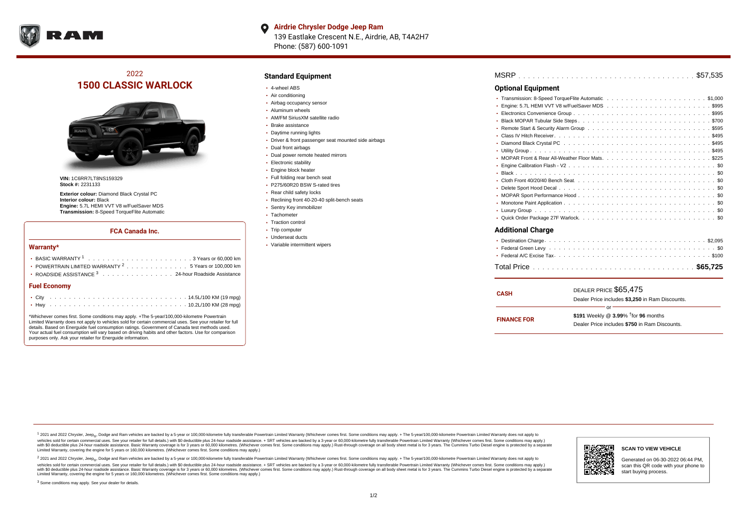**Airdrie Chrysler Dodge Jeep Ram**
139 Eastlake Crescent N.E., Airdrie, AB, T4A2H7
Phone: (587) 600-1091

# 2022
# 1500 CLASSIC WARLOCK

**VIN:** 1C6RR7LT8NS159329
**Stock #:** 2231133

**Exterior colour:** Diamond Black Crystal PC
**Interior colour:** Black
**Engine:** 5.7L HEMI VVT V8 w/FuelSaver MDS
**Transmission:** 8-Speed TorqueFlite Automatic

### FCA Canada Inc.

#### Warranty*

- BASIC WARRANTY [1] . . . . . . . . . . 3 Years or 60,000 km
- POWERTRAIN LIMITED WARRANTY [2] . . . . . . . . . . 5 Years or 100,000 km
- ROADSIDE ASSISTANCE [3] . . . . . . . . . . 24-hour Roadside Assistance

#### Fuel Economy

- City . . . . . . . . . . 14.5L/100 KM (19 mpg)
- Hwy . . . . . . . . . . 10.2L/100 KM (28 mpg)

*Whichever comes first. Some conditions may apply. +The 5-year/100,000-kilometre Powertrain Limited Warranty does not apply to vehicles sold for certain commercial uses. See your retailer for full details. Based on Energuide fuel consumption ratings. Government of Canada test methods used. Your actual fuel consumption will vary based on driving habits and other factors. Use for comparison purposes only. Ask your retailer for Energuide information.

## Standard Equipment

- 4-wheel ABS
- Air conditioning
- Airbag occupancy sensor
- Aluminum wheels
- AM/FM SiriusXM satellite radio
- Brake assistance
- Daytime running lights
- Driver & front passenger seat mounted side airbags
- Dual front airbags
- Dual power remote heated mirrors
- Electronic stability
- Engine block heater
- Full folding rear bench seat
- P275/60R20 BSW S-rated tires
- Rear child safety locks
- Reclining front 40-20-40 split-bench seats
- Sentry Key immobilizer
- Tachometer
- Traction control
- Trip computer
- Underseat ducts
- Variable intermittent wipers

MSRP . . . . . . . . . . $57,535

## Optional Equipment

- Transmission: 8-Speed TorqueFlite Automatic . . . . . . . . . . $1,000
- Engine: 5.7L HEMI VVT V8 w/FuelSaver MDS . . . . . . . . . . $995
- Electronics Convenience Group . . . . . . . . . . $995
- Black MOPAR Tubular Side Steps . . . . . . . . . . $700
- Remote Start & Security Alarm Group . . . . . . . . . . $595
- Class IV Hitch Receiver . . . . . . . . . . $495
- Diamond Black Crystal PC . . . . . . . . . . $495
- Utility Group . . . . . . . . . . $495
- MOPAR Front & Rear All-Weather Floor Mats . . . . . . . . . . $225
- Engine Calibration Flash - V2 . . . . . . . . . . $0
- Black . . . . . . . . . . $0
- Cloth Front 40/20/40 Bench Seat . . . . . . . . . . $0
- Delete Sport Hood Decal . . . . . . . . . . $0
- MOPAR Sport Performance Hood . . . . . . . . . . $0
- Monotone Paint Application . . . . . . . . . . $0
- Luxury Group . . . . . . . . . . $0
- Quick Order Package 27F Warlock . . . . . . . . . . $0

## Additional Charge

- Destination Charge . . . . . . . . . . $2,095
- Federal Green Levy . . . . . . . . . . $0
- Federal A/C Excise Tax . . . . . . . . . . $100

Total Price . . . . . . . . . . **$65,725**

**CASH** — DEALER PRICE $65,475
Dealer Price includes **$3,250** in Ram Discounts.

or

**FINANCE FOR** — **$191** Weekly @ **3.99**% †for **96** months
Dealer Price includes **$750** in Ram Discounts.

[1] 2021 and 2022 Chrysler, Jeep®, Dodge and Ram vehicles are backed by a 5-year or 100,000-kilometre fully transferable Powertrain Limited Warranty (Whichever comes first. Some conditions may apply. + The 5-year/100,000-kilometre Powertrain Limited Warranty does not apply to vehicles sold for certain commercial uses. See your retailer for full details.) with $0 deductible plus 24-hour roadside assistance. + SRT vehicles are backed by a 3-year or 60,000-kilometre fully transferable Powertrain Limited Warranty (Whichever comes first. Some conditions may apply.) with $0 deductible plus 24-hour roadside assistance. Basic Warranty coverage is for 3 years or 60,000 kilometres. (Whichever comes first. Some conditions may apply.) Rust-through coverage on all body sheet metal is for 3 years. The Cummins Turbo Diesel engine is protected by a separate Limited Warranty, covering the engine for 5 years or 160,000 kilometres. (Whichever comes first. Some conditions may apply.)

[2] 2021 and 2022 Chrysler, Jeep®, Dodge and Ram vehicles are backed by a 5-year or 100,000-kilometre fully transferable Powertrain Limited Warranty (Whichever comes first. Some conditions may apply. + The 5-year/100,000-kilometre Powertrain Limited Warranty does not apply to vehicles sold for certain commercial uses. See your retailer for full details.) with $0 deductible plus 24-hour roadside assistance. + SRT vehicles are backed by a 3-year or 60,000-kilometre fully transferable Powertrain Limited Warranty (Whichever comes first. Some conditions may apply.) with $0 deductible plus 24-hour roadside assistance. Basic Warranty coverage is for 3 years or 60,000 kilometres. (Whichever comes first. Some conditions may apply.) Rust-through coverage on all body sheet metal is for 3 years. The Cummins Turbo Diesel engine is protected by a separate Limited Warranty, covering the engine for 5 years or 160,000 kilometres. (Whichever comes first. Some conditions may apply.)

[3] Some conditions may apply. See your dealer for details.

**SCAN TO VIEW VEHICLE**

Generated on 06-30-2022 06:44 PM, scan this QR code with your phone to start buying process.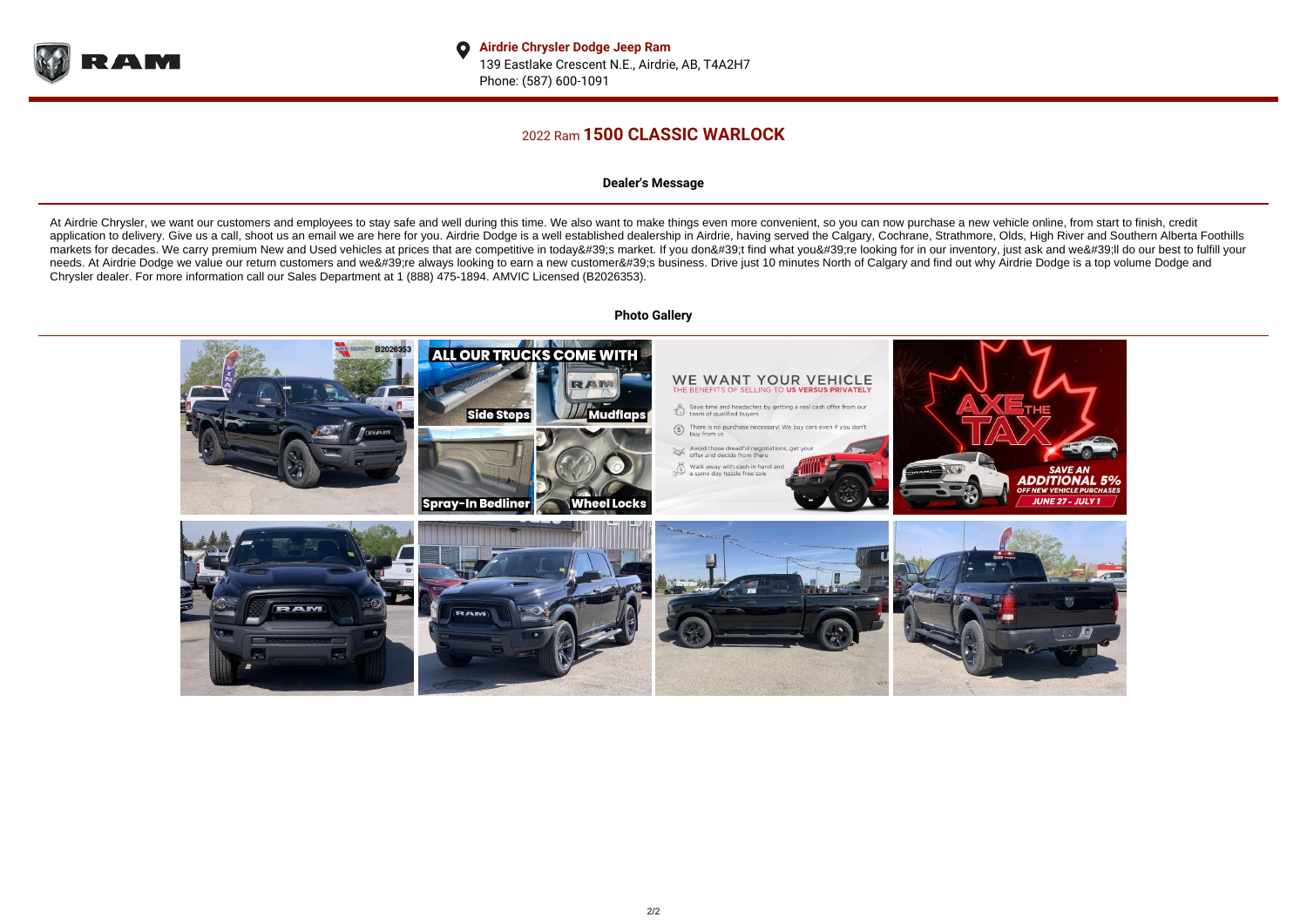**Airdrie Chrysler Dodge Jeep Ram**
139 Eastlake Crescent N.E., Airdrie, AB, T4A2H7
Phone: (587) 600-1091

# 2022 Ram **1500 CLASSIC WARLOCK**

## Dealer's Message

At Airdrie Chrysler, we want our customers and employees to stay safe and well during this time. We also want to make things even more convenient, so you can now purchase a new vehicle online, from start to finish, credit application to delivery. Give us a call, shoot us an email we are here for you. Airdrie Dodge is a well established dealership in Airdrie, having served the Calgary, Cochrane, Strathmore, Olds, High River and Southern Alberta Foothills markets for decades. We carry premium New and Used vehicles at prices that are competitive in today&#39;s market. If you don&#39;t find what you&#39;re looking for in our inventory, just ask and we&#39;ll do our best to fulfill your needs. At Airdrie Dodge we value our return customers and we&#39;re always looking to earn a new customer&#39;s business. Drive just 10 minutes North of Calgary and find out why Airdrie Dodge is a top volume Dodge and Chrysler dealer. For more information call our Sales Department at 1 (888) 475-1894. AMVIC Licensed (B2026353).

## Photo Gallery